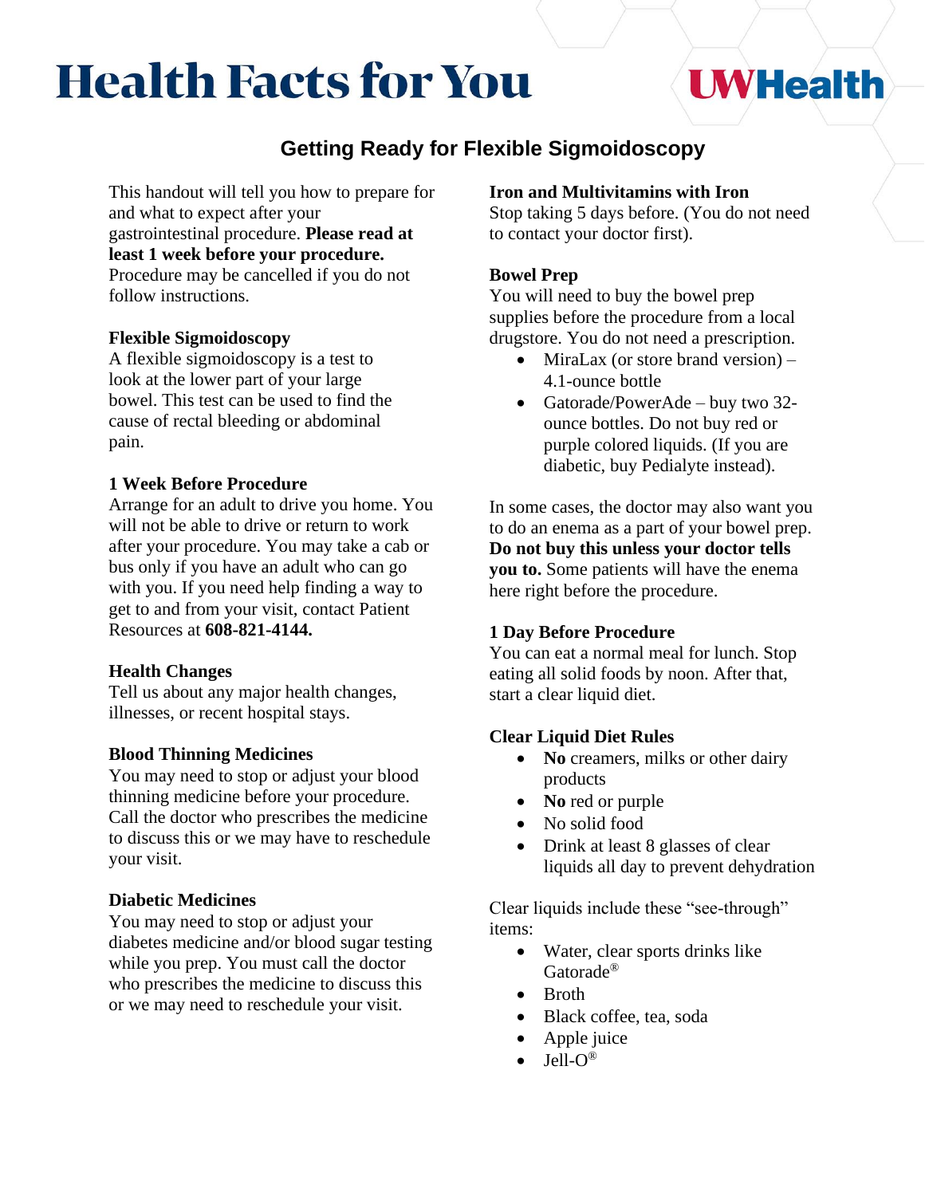# Health Facts for You

UWHealth

## Getting Ready for Flexible Sigmoidoscopy

This handout will tell you how to prepare for and what to expect after your gastrointestinal procedure. **Please read at least 1 week before your procedure.** Procedure may be cancelled if you do not follow instructions.

### Flexible Sigmoidoscopy

A flexible sigmoidoscopy is a test to look at the lower part of your large bowel. This test can be used to find the cause of rectal bleeding or abdominal pain.

### 1 Week Before Procedure

Arrange for an adult to drive you home. You will not be able to drive or return to work after your procedure. You may take a cab or bus only if you have an adult who can go with you. If you need help finding a way to get to and from your visit, contact Patient Resources at **608-821-4144.**

### Health Changes

Tell us about any major health changes, illnesses, or recent hospital stays.

### Blood Thinning Medicines

You may need to stop or adjust your blood thinning medicine before your procedure. Call the doctor who prescribes the medicine to discuss this or we may have to reschedule your visit.

### Diabetic Medicines

You may need to stop or adjust your diabetes medicine and/or blood sugar testing while you prep. You must call the doctor who prescribes the medicine to discuss this or we may need to reschedule your visit.

### Iron and Multivitamins with Iron

Stop taking 5 days before. (You do not need to contact your doctor first).

### Bowel Prep

You will need to buy the bowel prep supplies before the procedure from a local drugstore. You do not need a prescription.

- MiraLax (or store brand version) – 4.1-ounce bottle
- Gatorade/PowerAde – buy two 32-ounce bottles. Do not buy red or purple colored liquids. (If you are diabetic, buy Pedialyte instead).

In some cases, the doctor may also want you to do an enema as a part of your bowel prep. **Do not buy this unless your doctor tells you to.** Some patients will have the enema here right before the procedure.

### 1 Day Before Procedure

You can eat a normal meal for lunch. Stop eating all solid foods by noon. After that, start a clear liquid diet.

### Clear Liquid Diet Rules

- **No** creamers, milks or other dairy products
- **No** red or purple
- No solid food
- Drink at least 8 glasses of clear liquids all day to prevent dehydration

Clear liquids include these "see-through" items:

- Water, clear sports drinks like Gatorade®
- Broth
- Black coffee, tea, soda
- Apple juice
- Jell-O®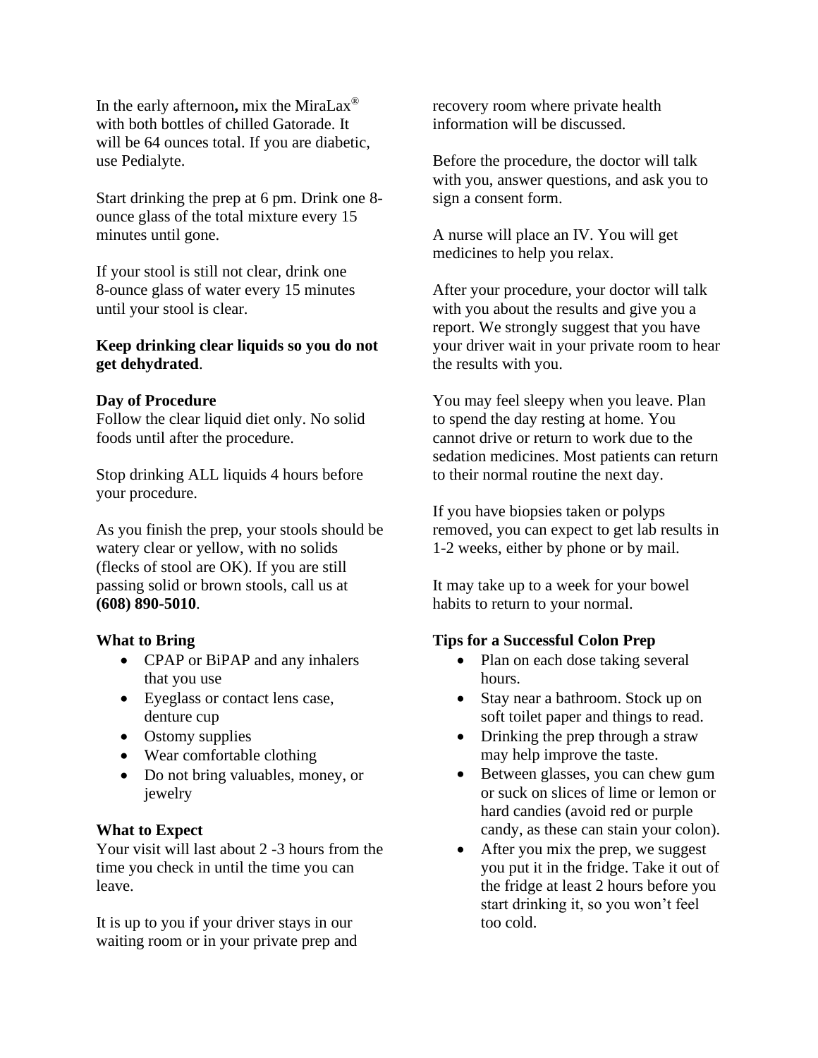In the early afternoon**,** mix the MiraLax® with both bottles of chilled Gatorade. It will be 64 ounces total. If you are diabetic, use Pedialyte.

Start drinking the prep at 6 pm. Drink one 8-ounce glass of the total mixture every 15 minutes until gone.

If your stool is still not clear, drink one 8-ounce glass of water every 15 minutes until your stool is clear.

**Keep drinking clear liquids so you do not get dehydrated**.

**Day of Procedure**

Follow the clear liquid diet only. No solid foods until after the procedure.

Stop drinking ALL liquids 4 hours before your procedure.

As you finish the prep, your stools should be watery clear or yellow, with no solids (flecks of stool are OK). If you are still passing solid or brown stools, call us at **(608) 890-5010**.

**What to Bring**

- CPAP or BiPAP and any inhalers that you use
- Eyeglass or contact lens case, denture cup
- Ostomy supplies
- Wear comfortable clothing
- Do not bring valuables, money, or jewelry

**What to Expect**

Your visit will last about 2 -3 hours from the time you check in until the time you can leave.

It is up to you if your driver stays in our waiting room or in your private prep and recovery room where private health information will be discussed.

Before the procedure, the doctor will talk with you, answer questions, and ask you to sign a consent form.

A nurse will place an IV. You will get medicines to help you relax.

After your procedure, your doctor will talk with you about the results and give you a report. We strongly suggest that you have your driver wait in your private room to hear the results with you.

You may feel sleepy when you leave. Plan to spend the day resting at home. You cannot drive or return to work due to the sedation medicines. Most patients can return to their normal routine the next day.

If you have biopsies taken or polyps removed, you can expect to get lab results in 1-2 weeks, either by phone or by mail.

It may take up to a week for your bowel habits to return to your normal.

**Tips for a Successful Colon Prep**

- Plan on each dose taking several hours.
- Stay near a bathroom. Stock up on soft toilet paper and things to read.
- Drinking the prep through a straw may help improve the taste.
- Between glasses, you can chew gum or suck on slices of lime or lemon or hard candies (avoid red or purple candy, as these can stain your colon).
- After you mix the prep, we suggest you put it in the fridge. Take it out of the fridge at least 2 hours before you start drinking it, so you won't feel too cold.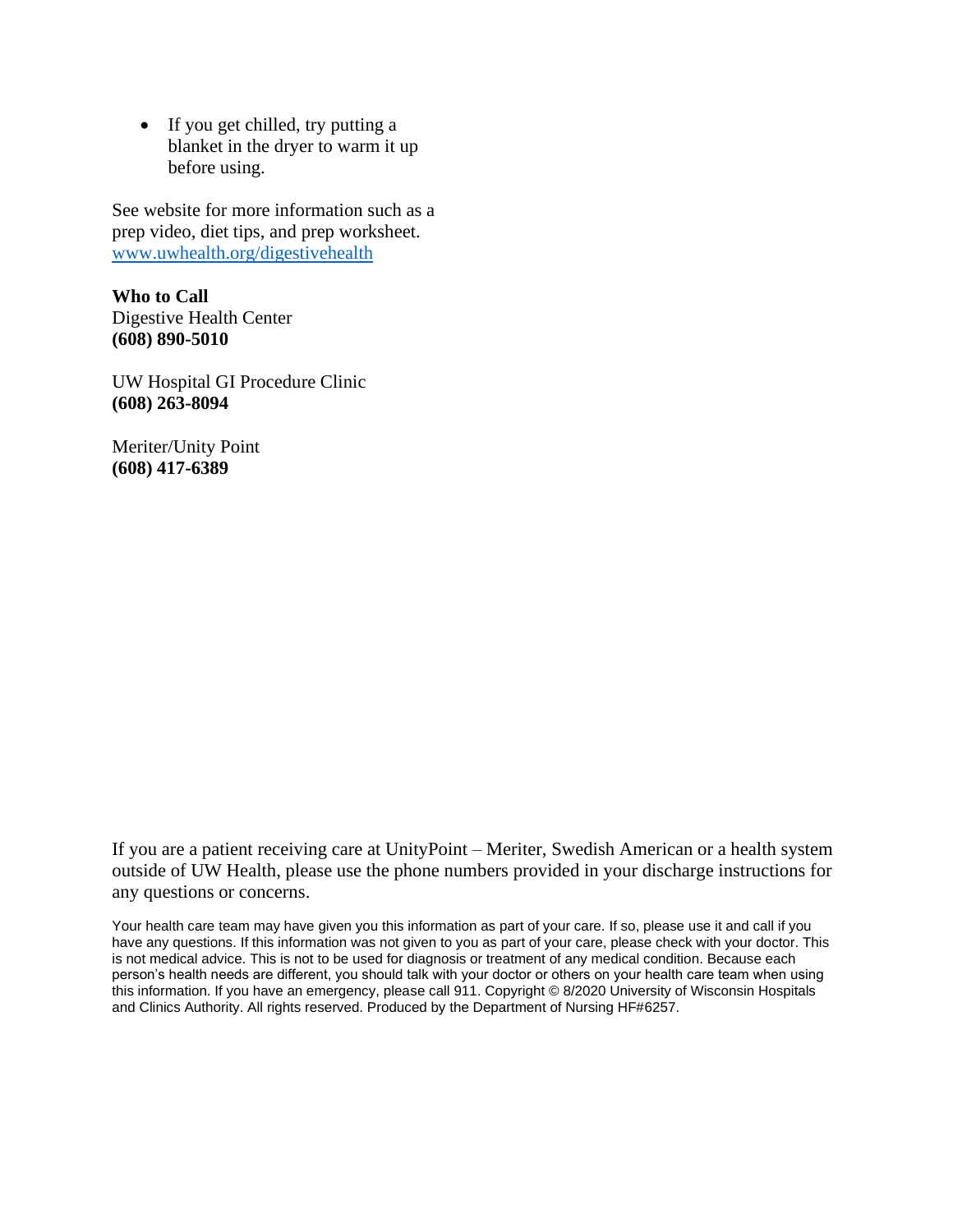- If you get chilled, try putting a blanket in the dryer to warm it up before using.

See website for more information such as a prep video, diet tips, and prep worksheet. [www.uwhealth.org/digestivehealth](http://www.uwhealth.org/digestivehealth)

**Who to Call**
Digestive Health Center
**(608) 890-5010**

UW Hospital GI Procedure Clinic
**(608) 263-8094**

Meriter/Unity Point
**(608) 417-6389**

If you are a patient receiving care at UnityPoint – Meriter, Swedish American or a health system outside of UW Health, please use the phone numbers provided in your discharge instructions for any questions or concerns.

Your health care team may have given you this information as part of your care. If so, please use it and call if you have any questions. If this information was not given to you as part of your care, please check with your doctor. This is not medical advice. This is not to be used for diagnosis or treatment of any medical condition. Because each person's health needs are different, you should talk with your doctor or others on your health care team when using this information. If you have an emergency, please call 911. Copyright © 8/2020 University of Wisconsin Hospitals and Clinics Authority. All rights reserved. Produced by the Department of Nursing HF#6257.